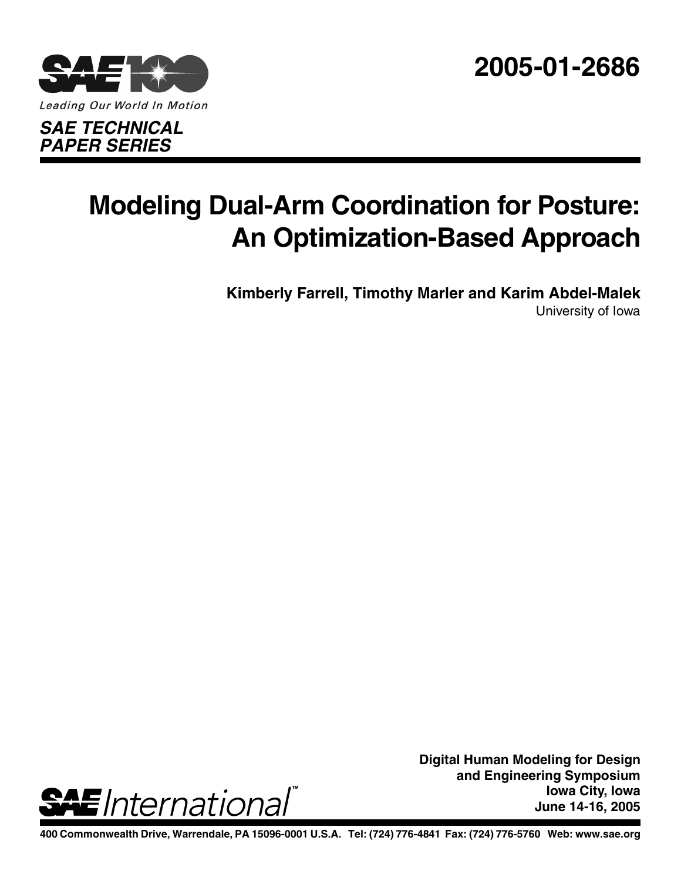2005-01-2686

Leading Our World In Motion

***SAE TECHNICAL PAPER SERIES***

# Modeling Dual-Arm Coordination for Posture: An Optimization-Based Approach

**Kimberly Farrell, Timothy Marler and Karim Abdel-Malek**
University of Iowa

**Digital Human Modeling for Design and Engineering Symposium**
**Iowa City, Iowa**
**June 14-16, 2005**

SAE International™

**400 Commonwealth Drive, Warrendale, PA 15096-0001 U.S.A. Tel: (724) 776-4841 Fax: (724) 776-5760 Web: www.sae.org**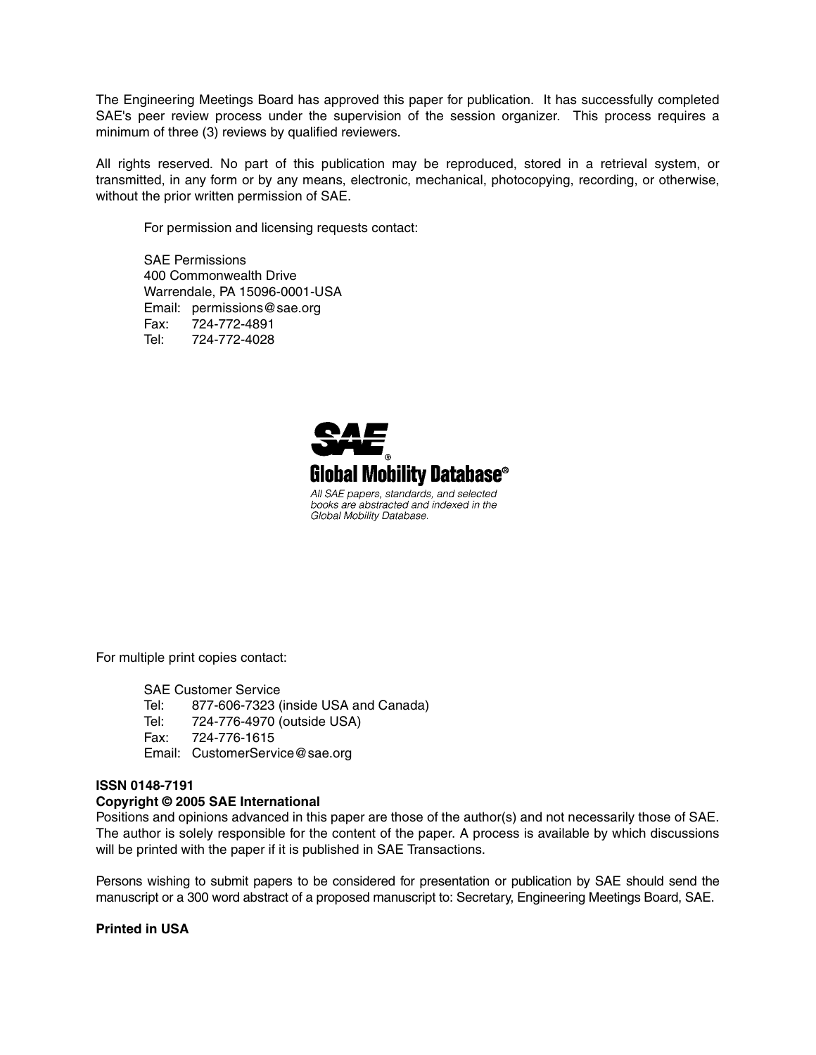The Engineering Meetings Board has approved this paper for publication. It has successfully completed SAE's peer review process under the supervision of the session organizer. This process requires a minimum of three (3) reviews by qualified reviewers.

All rights reserved. No part of this publication may be reproduced, stored in a retrieval system, or transmitted, in any form or by any means, electronic, mechanical, photocopying, recording, or otherwise, without the prior written permission of SAE.

For permission and licensing requests contact:

SAE Permissions
400 Commonwealth Drive
Warrendale, PA 15096-0001-USA
Email: permissions@sae.org
Fax: 724-772-4891
Tel: 724-772-4028

**SAE®**
**Global Mobility Database®**

*All SAE papers, standards, and selected books are abstracted and indexed in the Global Mobility Database.*

For multiple print copies contact:

SAE Customer Service
Tel: 877-606-7323 (inside USA and Canada)
Tel: 724-776-4970 (outside USA)
Fax: 724-776-1615
Email: CustomerService@sae.org

**ISSN 0148-7191**
**Copyright © 2005 SAE International**
Positions and opinions advanced in this paper are those of the author(s) and not necessarily those of SAE. The author is solely responsible for the content of the paper. A process is available by which discussions will be printed with the paper if it is published in SAE Transactions.

Persons wishing to submit papers to be considered for presentation or publication by SAE should send the manuscript or a 300 word abstract of a proposed manuscript to: Secretary, Engineering Meetings Board, SAE.

**Printed in USA**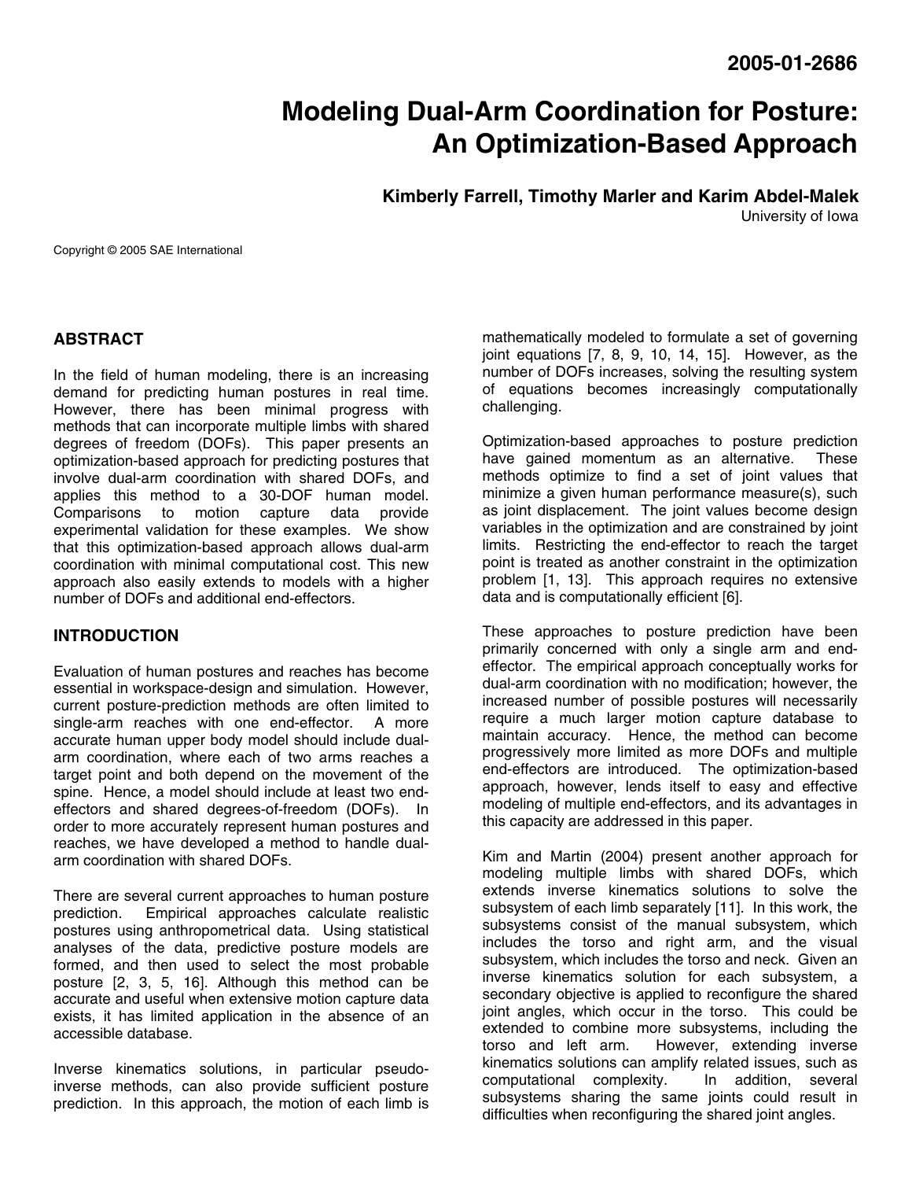2005-01-2686

# Modeling Dual-Arm Coordination for Posture: An Optimization-Based Approach

**Kimberly Farrell, Timothy Marler and Karim Abdel-Malek**
University of Iowa

Copyright © 2005 SAE International

## ABSTRACT

In the field of human modeling, there is an increasing demand for predicting human postures in real time. However, there has been minimal progress with methods that can incorporate multiple limbs with shared degrees of freedom (DOFs). This paper presents an optimization-based approach for predicting postures that involve dual-arm coordination with shared DOFs, and applies this method to a 30-DOF human model. Comparisons to motion capture data provide experimental validation for these examples. We show that this optimization-based approach allows dual-arm coordination with minimal computational cost. This new approach also easily extends to models with a higher number of DOFs and additional end-effectors.

## INTRODUCTION

Evaluation of human postures and reaches has become essential in workspace-design and simulation. However, current posture-prediction methods are often limited to single-arm reaches with one end-effector. A more accurate human upper body model should include dual-arm coordination, where each of two arms reaches a target point and both depend on the movement of the spine. Hence, a model should include at least two end-effectors and shared degrees-of-freedom (DOFs). In order to more accurately represent human postures and reaches, we have developed a method to handle dual-arm coordination with shared DOFs.

There are several current approaches to human posture prediction. Empirical approaches calculate realistic postures using anthropometrical data. Using statistical analyses of the data, predictive posture models are formed, and then used to select the most probable posture [2, 3, 5, 16]. Although this method can be accurate and useful when extensive motion capture data exists, it has limited application in the absence of an accessible database.

Inverse kinematics solutions, in particular pseudo-inverse methods, can also provide sufficient posture prediction. In this approach, the motion of each limb is mathematically modeled to formulate a set of governing joint equations [7, 8, 9, 10, 14, 15]. However, as the number of DOFs increases, solving the resulting system of equations becomes increasingly computationally challenging.

Optimization-based approaches to posture prediction have gained momentum as an alternative. These methods optimize to find a set of joint values that minimize a given human performance measure(s), such as joint displacement. The joint values become design variables in the optimization and are constrained by joint limits. Restricting the end-effector to reach the target point is treated as another constraint in the optimization problem [1, 13]. This approach requires no extensive data and is computationally efficient [6].

These approaches to posture prediction have been primarily concerned with only a single arm and end-effector. The empirical approach conceptually works for dual-arm coordination with no modification; however, the increased number of possible postures will necessarily require a much larger motion capture database to maintain accuracy. Hence, the method can become progressively more limited as more DOFs and multiple end-effectors are introduced. The optimization-based approach, however, lends itself to easy and effective modeling of multiple end-effectors, and its advantages in this capacity are addressed in this paper.

Kim and Martin (2004) present another approach for modeling multiple limbs with shared DOFs, which extends inverse kinematics solutions to solve the subsystem of each limb separately [11]. In this work, the subsystems consist of the manual subsystem, which includes the torso and right arm, and the visual subsystem, which includes the torso and neck. Given an inverse kinematics solution for each subsystem, a secondary objective is applied to reconfigure the shared joint angles, which occur in the torso. This could be extended to combine more subsystems, including the torso and left arm. However, extending inverse kinematics solutions can amplify related issues, such as computational complexity. In addition, several subsystems sharing the same joints could result in difficulties when reconfiguring the shared joint angles.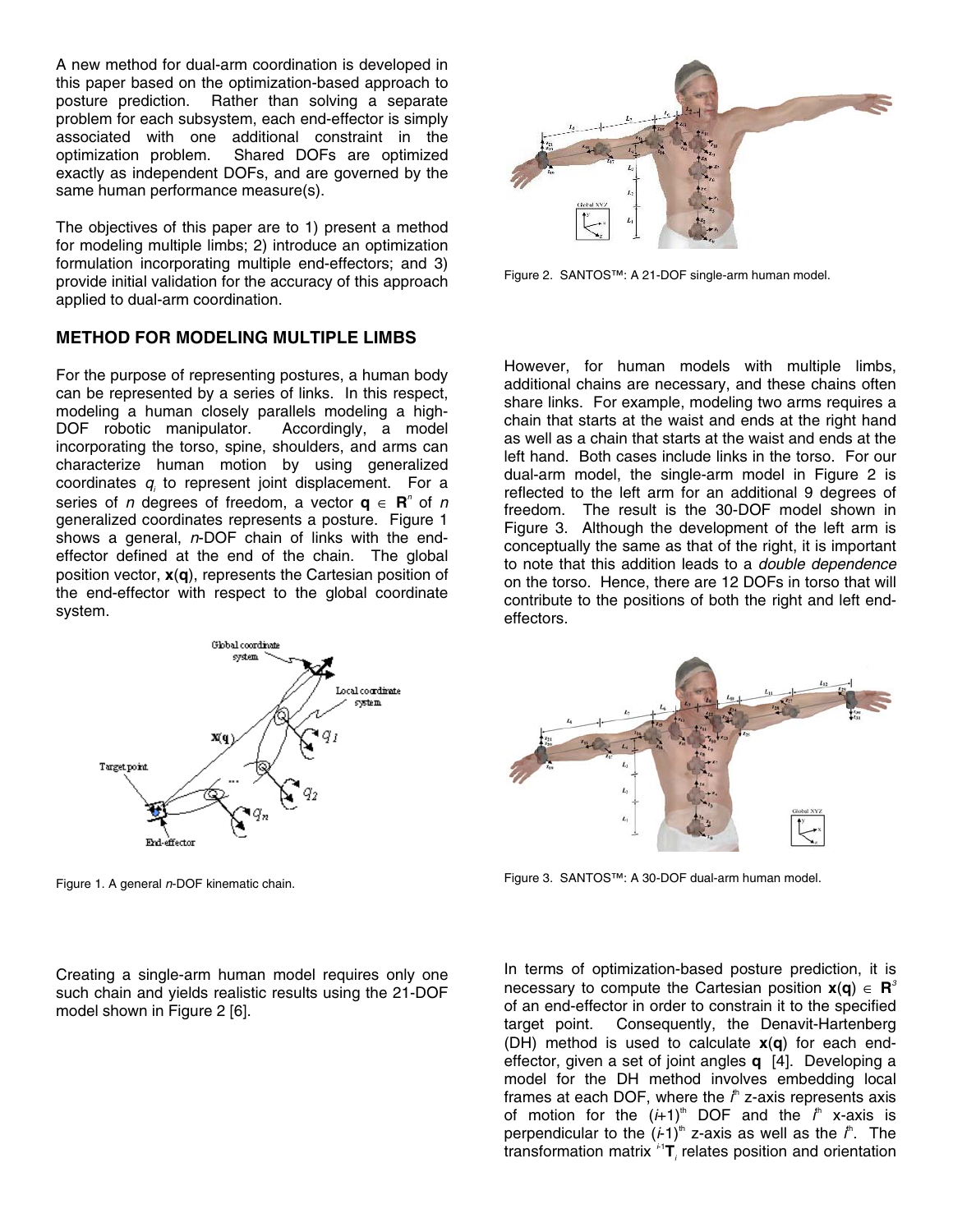A new method for dual-arm coordination is developed in this paper based on the optimization-based approach to posture prediction. Rather than solving a separate problem for each subsystem, each end-effector is simply associated with one additional constraint in the optimization problem. Shared DOFs are optimized exactly as independent DOFs, and are governed by the same human performance measure(s).

The objectives of this paper are to 1) present a method for modeling multiple limbs; 2) introduce an optimization formulation incorporating multiple end-effectors; and 3) provide initial validation for the accuracy of this approach applied to dual-arm coordination.

## METHOD FOR MODELING MULTIPLE LIMBS

For the purpose of representing postures, a human body can be represented by a series of links. In this respect, modeling a human closely parallels modeling a high-DOF robotic manipulator. Accordingly, a model incorporating the torso, spine, shoulders, and arms can characterize human motion by using generalized coordinates $q_i$ to represent joint displacement. For a series of $n$ degrees of freedom, a vector $\mathbf{q} \in \mathbf{R}^n$ of $n$ generalized coordinates represents a posture. Figure 1 shows a general, $n$-DOF chain of links with the end-effector defined at the end of the chain. The global position vector, $\mathbf{x}(\mathbf{q})$, represents the Cartesian position of the end-effector with respect to the global coordinate system.

Figure 1. A general $n$-DOF kinematic chain.

Creating a single-arm human model requires only one such chain and yields realistic results using the 21-DOF model shown in Figure 2 [6].

Figure 2. SANTOS™: A 21-DOF single-arm human model.

However, for human models with multiple limbs, additional chains are necessary, and these chains often share links. For example, modeling two arms requires a chain that starts at the waist and ends at the right hand as well as a chain that starts at the waist and ends at the left hand. Both cases include links in the torso. For our dual-arm model, the single-arm model in Figure 2 is reflected to the left arm for an additional 9 degrees of freedom. The result is the 30-DOF model shown in Figure 3. Although the development of the left arm is conceptually the same as that of the right, it is important to note that this addition leads to a *double dependence* on the torso. Hence, there are 12 DOFs in torso that will contribute to the positions of both the right and left end-effectors.

Figure 3. SANTOS™: A 30-DOF dual-arm human model.

In terms of optimization-based posture prediction, it is necessary to compute the Cartesian position $\mathbf{x}(\mathbf{q}) \in \mathbf{R}^3$ of an end-effector in order to constrain it to the specified target point. Consequently, the Denavit-Hartenberg (DH) method is used to calculate $\mathbf{x}(\mathbf{q})$ for each end-effector, given a set of joint angles $\mathbf{q}$ [4]. Developing a model for the DH method involves embedding local frames at each DOF, where the $i^{th}$ z-axis represents axis of motion for the $(i+1)^{th}$ DOF and the $i^{th}$ x-axis is perpendicular to the $(i-1)^{th}$ z-axis as well as the $i^{th}$. The transformation matrix ${}^{i-1}\mathbf{T}_i$ relates position and orientation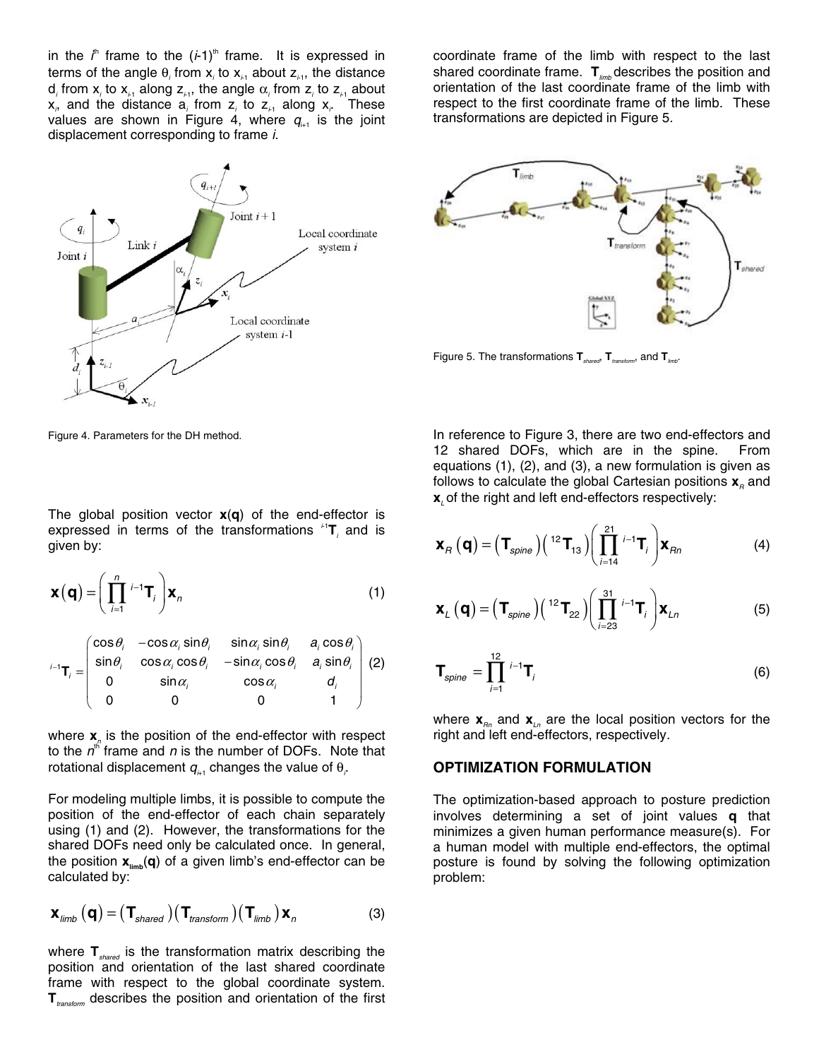in the $i^{th}$ frame to the $(i\text{-}1)^{th}$ frame. It is expressed in terms of the angle $\theta_i$ from $x_i$ to $x_{i-1}$ about $z_{i-1}$, the distance $d_i$ from $x_i$ to $x_{i-1}$ along $z_{i-1}$, the angle $\alpha_i$ from $z_i$ to $z_{i-1}$ about $x_i$, and the distance $a_i$ from $z_i$ to $z_{i-1}$ along $x_i$. These values are shown in Figure 4, where $q_{i+1}$ is the joint displacement corresponding to frame $i$.

Figure 4. Parameters for the DH method.

The global position vector $\mathbf{x}(\mathbf{q})$ of the end-effector is expressed in terms of the transformations ${}^{i-1}\mathbf{T}_i$ and is given by:

$$\mathbf{x}(\mathbf{q}) = \left( \prod_{i=1}^{n} {}^{i-1}\mathbf{T}_i \right) \mathbf{x}_n \tag{1}$$

$${}^{i-1}\mathbf{T}_i = \begin{pmatrix} \cos\theta_i & -\cos\alpha_i \sin\theta_i & \sin\alpha_i \sin\theta_i & a_i \cos\theta_i \\ \sin\theta_i & \cos\alpha_i \cos\theta_i & -\sin\alpha_i \cos\theta_i & a_i \sin\theta_i \\ 0 & \sin\alpha_i & \cos\alpha_i & d_i \\ 0 & 0 & 0 & 1 \end{pmatrix} \tag{2}$$

where $\mathbf{x}_n$ is the position of the end-effector with respect to the $n^{th}$ frame and $n$ is the number of DOFs. Note that rotational displacement $q_{i+1}$ changes the value of $\theta_i$.

For modeling multiple limbs, it is possible to compute the position of the end-effector of each chain separately using (1) and (2). However, the transformations for the shared DOFs need only be calculated once. In general, the position $\mathbf{x}_{\mathbf{limb}}(\mathbf{q})$ of a given limb's end-effector can be calculated by:

$$\mathbf{x}_{limb}(\mathbf{q}) = \left(\mathbf{T}_{shared}\right)\left(\mathbf{T}_{transform}\right)\left(\mathbf{T}_{limb}\right)\mathbf{x}_n \tag{3}$$

where $\mathbf{T}_{shared}$ is the transformation matrix describing the position and orientation of the last shared coordinate frame with respect to the global coordinate system. $\mathbf{T}_{transform}$ describes the position and orientation of the first coordinate frame of the limb with respect to the last shared coordinate frame. $\mathbf{T}_{limb}$ describes the position and orientation of the last coordinate frame of the limb with respect to the first coordinate frame of the limb. These transformations are depicted in Figure 5.

Figure 5. The transformations $\mathbf{T}_{shared}$, $\mathbf{T}_{transform}$, and $\mathbf{T}_{limb}$.

In reference to Figure 3, there are two end-effectors and 12 shared DOFs, which are in the spine. From equations (1), (2), and (3), a new formulation is given as follows to calculate the global Cartesian positions $\mathbf{x}_R$ and $\mathbf{x}_L$ of the right and left end-effectors respectively:

$$\mathbf{x}_R(\mathbf{q}) = \left(\mathbf{T}_{spine}\right)\left({}^{12}\mathbf{T}_{13}\right)\left( \prod_{i=14}^{21} {}^{i-1}\mathbf{T}_i \right)\mathbf{x}_{Rn} \tag{4}$$

$$\mathbf{x}_L(\mathbf{q}) = \left(\mathbf{T}_{spine}\right)\left({}^{12}\mathbf{T}_{22}\right)\left( \prod_{i=23}^{31} {}^{i-1}\mathbf{T}_i \right)\mathbf{x}_{Ln} \tag{5}$$

$$\mathbf{T}_{spine} = \prod_{i=1}^{12} {}^{i-1}\mathbf{T}_i \tag{6}$$

where $\mathbf{x}_{Rn}$ and $\mathbf{x}_{Ln}$ are the local position vectors for the right and left end-effectors, respectively.

## OPTIMIZATION FORMULATION

The optimization-based approach to posture prediction involves determining a set of joint values $\mathbf{q}$ that minimizes a given human performance measure(s). For a human model with multiple end-effectors, the optimal posture is found by solving the following optimization problem: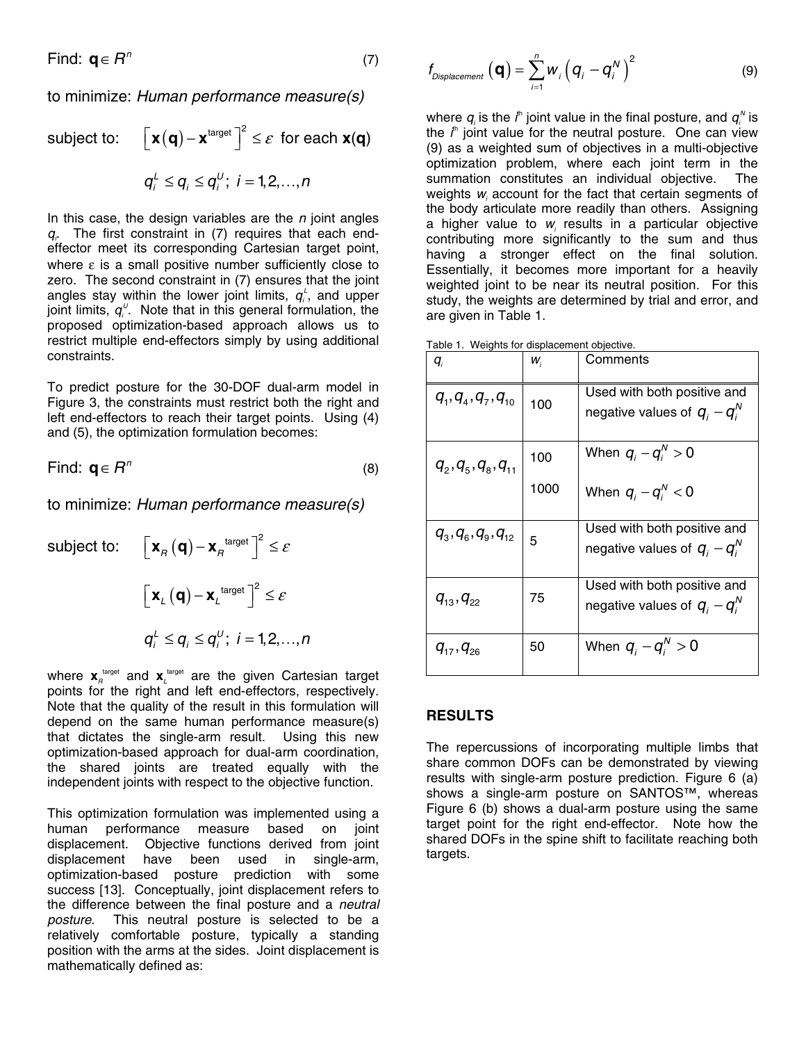$$\text{Find: } \mathbf{q} \in R^n \tag{7}$$

to minimize: *Human performance measure(s)*

$$\text{subject to: } \quad \left[\mathbf{x}(\mathbf{q}) - \mathbf{x}^{\text{target}}\right]^2 \leq \varepsilon \text{ for each } \mathbf{x}(\mathbf{q})$$

$$q_i^L \leq q_i \leq q_i^U;\ i = 1, 2, \ldots, n$$

In this case, the design variables are the $n$ joint angles $q_i$. The first constraint in (7) requires that each end-effector meet its corresponding Cartesian target point, where ε is a small positive number sufficiently close to zero. The second constraint in (7) ensures that the joint angles stay within the lower joint limits, $q_i^L$, and upper joint limits, $q_i^U$. Note that in this general formulation, the proposed optimization-based approach allows us to restrict multiple end-effectors simply by using additional constraints.

To predict posture for the 30-DOF dual-arm model in Figure 3, the constraints must restrict both the right and left end-effectors to reach their target points. Using (4) and (5), the optimization formulation becomes:

$$\text{Find: } \mathbf{q} \in R^n \tag{8}$$

to minimize: *Human performance measure(s)*

$$\text{subject to: } \quad \left[\mathbf{x}_R(\mathbf{q}) - \mathbf{x}_R^{\text{target}}\right]^2 \leq \varepsilon$$

$$\left[\mathbf{x}_L(\mathbf{q}) - \mathbf{x}_L^{\text{target}}\right]^2 \leq \varepsilon$$

$$q_i^L \leq q_i \leq q_i^U;\ i = 1, 2, \ldots, n$$

where $\mathbf{x}_R^{\text{target}}$ and $\mathbf{x}_L^{\text{target}}$ are the given Cartesian target points for the right and left end-effectors, respectively. Note that the quality of the result in this formulation will depend on the same human performance measure(s) that dictates the single-arm result. Using this new optimization-based approach for dual-arm coordination, the shared joints are treated equally with the independent joints with respect to the objective function.

This optimization formulation was implemented using a human performance measure based on joint displacement. Objective functions derived from joint displacement have been used in single-arm, optimization-based posture prediction with some success [13]. Conceptually, joint displacement refers to the difference between the final posture and a *neutral posture*. This neutral posture is selected to be a relatively comfortable posture, typically a standing position with the arms at the sides. Joint displacement is mathematically defined as:

$$f_{Displacement}(\mathbf{q}) = \sum_{i=1}^{n} w_i \left(q_i - q_i^N\right)^2 \tag{9}$$

where $q_i$ is the $i^{th}$ joint value in the final posture, and $q_i^N$ is the $i^{th}$ joint value for the neutral posture. One can view (9) as a weighted sum of objectives in a multi-objective optimization problem, where each joint term in the summation constitutes an individual objective. The weights $w_i$ account for the fact that certain segments of the body articulate more readily than others. Assigning a higher value to $w_i$ results in a particular objective contributing more significantly to the sum and thus having a stronger effect on the final solution. Essentially, it becomes more important for a heavily weighted joint to be near its neutral position. For this study, the weights are determined by trial and error, and are given in Table 1.

Table 1. Weights for displacement objective.

| $q_i$ | $w_i$ | Comments |
|---|---|---|
| $q_1, q_4, q_7, q_{10}$ | 100 | Used with both positive and negative values of $q_i - q_i^N$ |
| $q_2, q_5, q_8, q_{11}$ | 100 | When $q_i - q_i^N > 0$ |
| | 1000 | When $q_i - q_i^N < 0$ |
| $q_3, q_6, q_9, q_{12}$ | 5 | Used with both positive and negative values of $q_i - q_i^N$ |
| $q_{13}, q_{22}$ | 75 | Used with both positive and negative values of $q_i - q_i^N$ |
| $q_{17}, q_{26}$ | 50 | When $q_i - q_i^N > 0$ |

## RESULTS

The repercussions of incorporating multiple limbs that share common DOFs can be demonstrated by viewing results with single-arm posture prediction. Figure 6 (a) shows a single-arm posture on SANTOS™, whereas Figure 6 (b) shows a dual-arm posture using the same target point for the right end-effector. Note how the shared DOFs in the spine shift to facilitate reaching both targets.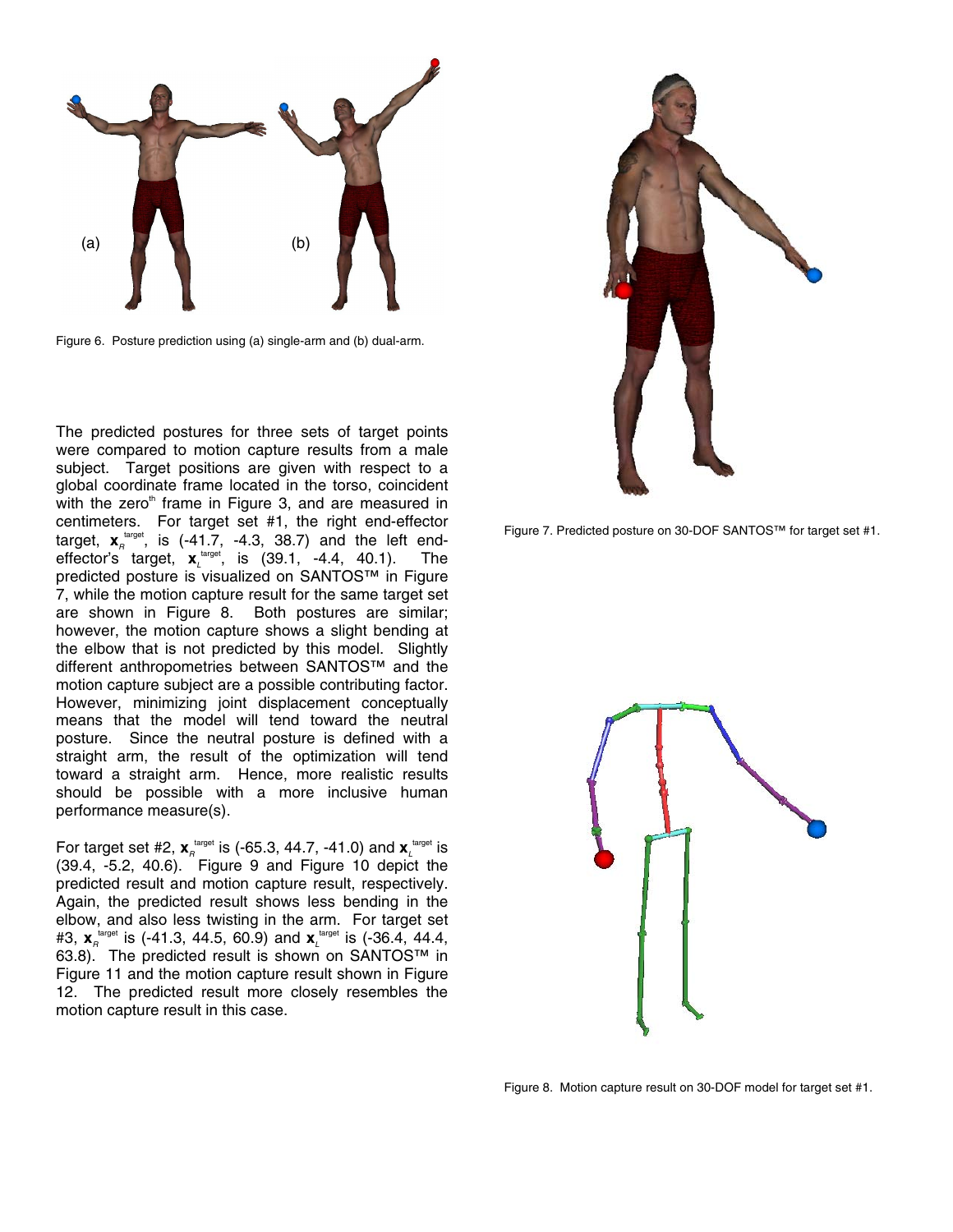Figure 6. Posture prediction using (a) single-arm and (b) dual-arm.

The predicted postures for three sets of target points were compared to motion capture results from a male subject. Target positions are given with respect to a global coordinate frame located in the torso, coincident with the zero[th] frame in Figure 3, and are measured in centimeters. For target set #1, the right end-effector target, $\mathbf{x}_R^{target}$, is (-41.7, -4.3, 38.7) and the left end-effector's target, $\mathbf{x}_L^{target}$, is (39.1, -4.4, 40.1). The predicted posture is visualized on SANTOS™ in Figure 7, while the motion capture result for the same target set are shown in Figure 8. Both postures are similar; however, the motion capture shows a slight bending at the elbow that is not predicted by this model. Slightly different anthropometries between SANTOS™ and the motion capture subject are a possible contributing factor. However, minimizing joint displacement conceptually means that the model will tend toward the neutral posture. Since the neutral posture is defined with a straight arm, the result of the optimization will tend toward a straight arm. Hence, more realistic results should be possible with a more inclusive human performance measure(s).

For target set #2, $\mathbf{x}_R^{target}$ is (-65.3, 44.7, -41.0) and $\mathbf{x}_L^{target}$ is (39.4, -5.2, 40.6). Figure 9 and Figure 10 depict the predicted result and motion capture result, respectively. Again, the predicted result shows less bending in the elbow, and also less twisting in the arm. For target set #3, $\mathbf{x}_R^{target}$ is (-41.3, 44.5, 60.9) and $\mathbf{x}_L^{target}$ is (-36.4, 44.4, 63.8). The predicted result is shown on SANTOS™ in Figure 11 and the motion capture result shown in Figure 12. The predicted result more closely resembles the motion capture result in this case.

Figure 7. Predicted posture on 30-DOF SANTOS™ for target set #1.

Figure 8. Motion capture result on 30-DOF model for target set #1.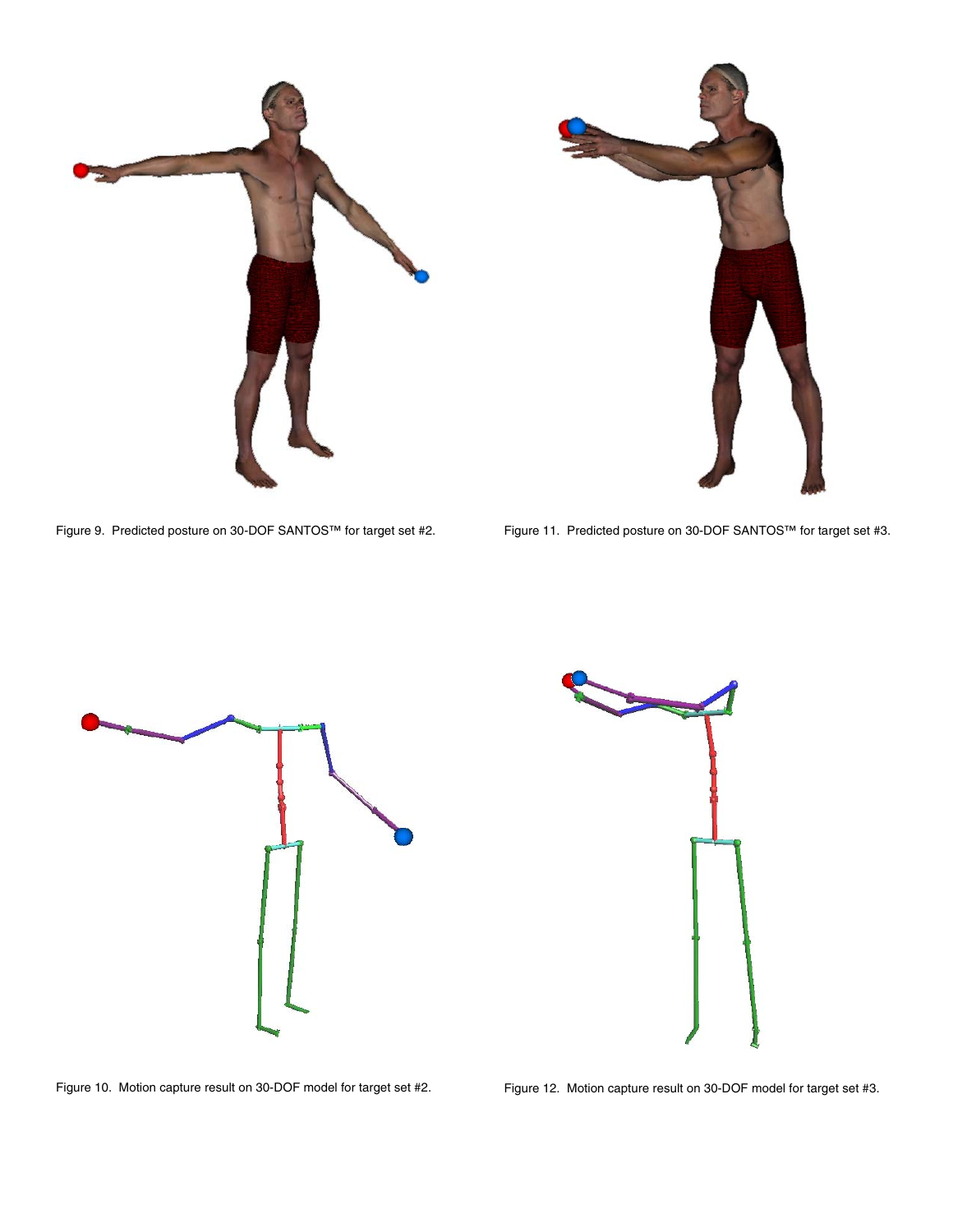Figure 9. Predicted posture on 30-DOF SANTOS™ for target set #2.

Figure 11. Predicted posture on 30-DOF SANTOS™ for target set #3.

Figure 10. Motion capture result on 30-DOF model for target set #2.

Figure 12. Motion capture result on 30-DOF model for target set #3.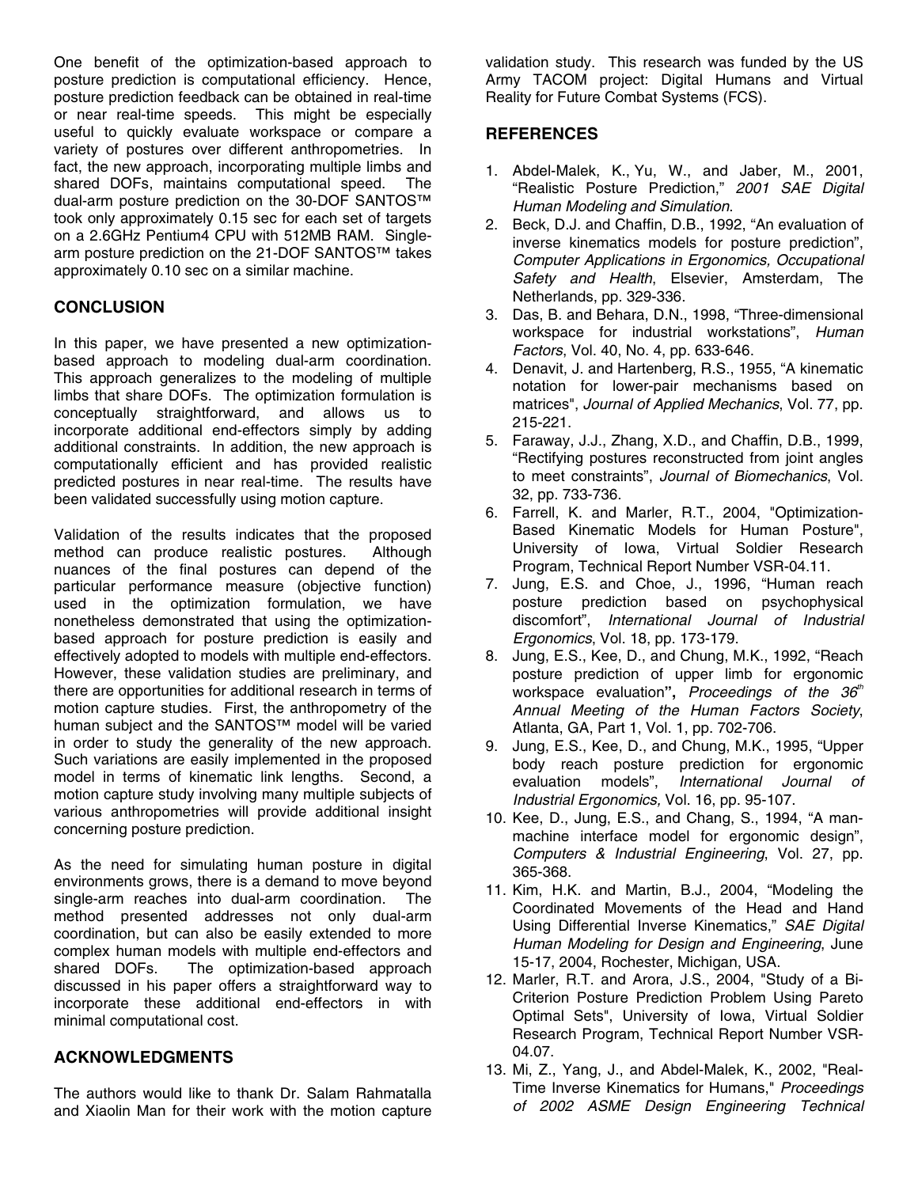One benefit of the optimization-based approach to posture prediction is computational efficiency. Hence, posture prediction feedback can be obtained in real-time or near real-time speeds. This might be especially useful to quickly evaluate workspace or compare a variety of postures over different anthropometries. In fact, the new approach, incorporating multiple limbs and shared DOFs, maintains computational speed. The dual-arm posture prediction on the 30-DOF SANTOS™ took only approximately 0.15 sec for each set of targets on a 2.6GHz Pentium4 CPU with 512MB RAM. Single-arm posture prediction on the 21-DOF SANTOS™ takes approximately 0.10 sec on a similar machine.

## CONCLUSION

In this paper, we have presented a new optimization-based approach to modeling dual-arm coordination. This approach generalizes to the modeling of multiple limbs that share DOFs. The optimization formulation is conceptually straightforward, and allows us to incorporate additional end-effectors simply by adding additional constraints. In addition, the new approach is computationally efficient and has provided realistic predicted postures in near real-time. The results have been validated successfully using motion capture.

Validation of the results indicates that the proposed method can produce realistic postures. Although nuances of the final postures can depend of the particular performance measure (objective function) used in the optimization formulation, we have nonetheless demonstrated that using the optimization-based approach for posture prediction is easily and effectively adopted to models with multiple end-effectors. However, these validation studies are preliminary, and there are opportunities for additional research in terms of motion capture studies. First, the anthropometry of the human subject and the SANTOS™ model will be varied in order to study the generality of the new approach. Such variations are easily implemented in the proposed model in terms of kinematic link lengths. Second, a motion capture study involving many multiple subjects of various anthropometries will provide additional insight concerning posture prediction.

As the need for simulating human posture in digital environments grows, there is a demand to move beyond single-arm reaches into dual-arm coordination. The method presented addresses not only dual-arm coordination, but can also be easily extended to more complex human models with multiple end-effectors and shared DOFs. The optimization-based approach discussed in his paper offers a straightforward way to incorporate these additional end-effectors in with minimal computational cost.

## ACKNOWLEDGMENTS

The authors would like to thank Dr. Salam Rahmatalla and Xiaolin Man for their work with the motion capture validation study. This research was funded by the US Army TACOM project: Digital Humans and Virtual Reality for Future Combat Systems (FCS).

## REFERENCES

1. Abdel-Malek, K., Yu, W., and Jaber, M., 2001, "Realistic Posture Prediction," *2001 SAE Digital Human Modeling and Simulation*.
2. Beck, D.J. and Chaffin, D.B., 1992, "An evaluation of inverse kinematics models for posture prediction", *Computer Applications in Ergonomics, Occupational Safety and Health*, Elsevier, Amsterdam, The Netherlands, pp. 329-336.
3. Das, B. and Behara, D.N., 1998, "Three-dimensional workspace for industrial workstations", *Human Factors*, Vol. 40, No. 4, pp. 633-646.
4. Denavit, J. and Hartenberg, R.S., 1955, "A kinematic notation for lower-pair mechanisms based on matrices", *Journal of Applied Mechanics*, Vol. 77, pp. 215-221.
5. Faraway, J.J., Zhang, X.D., and Chaffin, D.B., 1999, "Rectifying postures reconstructed from joint angles to meet constraints", *Journal of Biomechanics*, Vol. 32, pp. 733-736.
6. Farrell, K. and Marler, R.T., 2004, "Optimization-Based Kinematic Models for Human Posture", University of Iowa, Virtual Soldier Research Program, Technical Report Number VSR-04.11.
7. Jung, E.S. and Choe, J., 1996, "Human reach posture prediction based on psychophysical discomfort", *International Journal of Industrial Ergonomics*, Vol. 18, pp. 173-179.
8. Jung, E.S., Kee, D., and Chung, M.K., 1992, "Reach posture prediction of upper limb for ergonomic workspace evaluation", *Proceedings of the 36th Annual Meeting of the Human Factors Society*, Atlanta, GA, Part 1, Vol. 1, pp. 702-706.
9. Jung, E.S., Kee, D., and Chung, M.K., 1995, "Upper body reach posture prediction for ergonomic evaluation models", *International Journal of Industrial Ergonomics,* Vol. 16, pp. 95-107.
10. Kee, D., Jung, E.S., and Chang, S., 1994, "A man-machine interface model for ergonomic design", *Computers & Industrial Engineering*, Vol. 27, pp. 365-368.
11. Kim, H.K. and Martin, B.J., 2004, "Modeling the Coordinated Movements of the Head and Hand Using Differential Inverse Kinematics," *SAE Digital Human Modeling for Design and Engineering*, June 15-17, 2004, Rochester, Michigan, USA.
12. Marler, R.T. and Arora, J.S., 2004, "Study of a Bi-Criterion Posture Prediction Problem Using Pareto Optimal Sets", University of Iowa, Virtual Soldier Research Program, Technical Report Number VSR-04.07.
13. Mi, Z., Yang, J., and Abdel-Malek, K., 2002, "Real-Time Inverse Kinematics for Humans," *Proceedings of 2002 ASME Design Engineering Technical*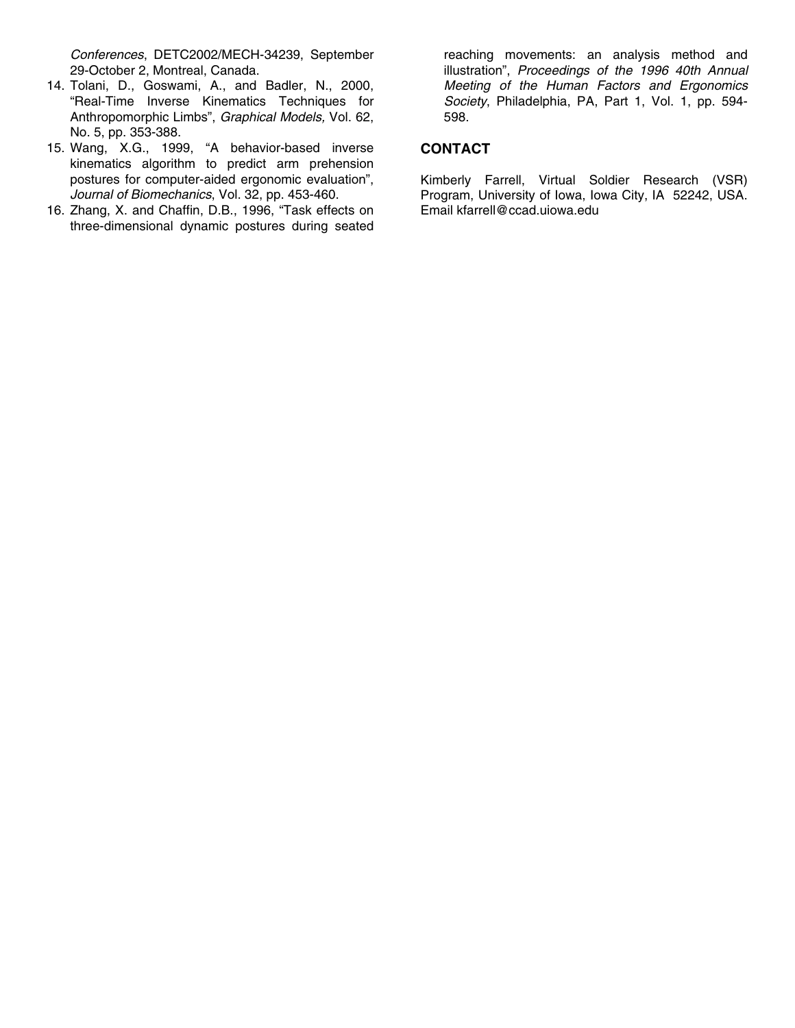*Conferences*, DETC2002/MECH-34239, September 29-October 2, Montreal, Canada.

14. Tolani, D., Goswami, A., and Badler, N., 2000, "Real-Time Inverse Kinematics Techniques for Anthropomorphic Limbs", *Graphical Models,* Vol. 62, No. 5, pp. 353-388.
15. Wang, X.G., 1999, "A behavior-based inverse kinematics algorithm to predict arm prehension postures for computer-aided ergonomic evaluation", *Journal of Biomechanics*, Vol. 32, pp. 453-460.
16. Zhang, X. and Chaffin, D.B., 1996, "Task effects on three-dimensional dynamic postures during seated reaching movements: an analysis method and illustration", *Proceedings of the 1996 40th Annual Meeting of the Human Factors and Ergonomics Society*, Philadelphia, PA, Part 1, Vol. 1, pp. 594-598.

## CONTACT

Kimberly Farrell, Virtual Soldier Research (VSR) Program, University of Iowa, Iowa City, IA 52242, USA. Email kfarrell@ccad.uiowa.edu